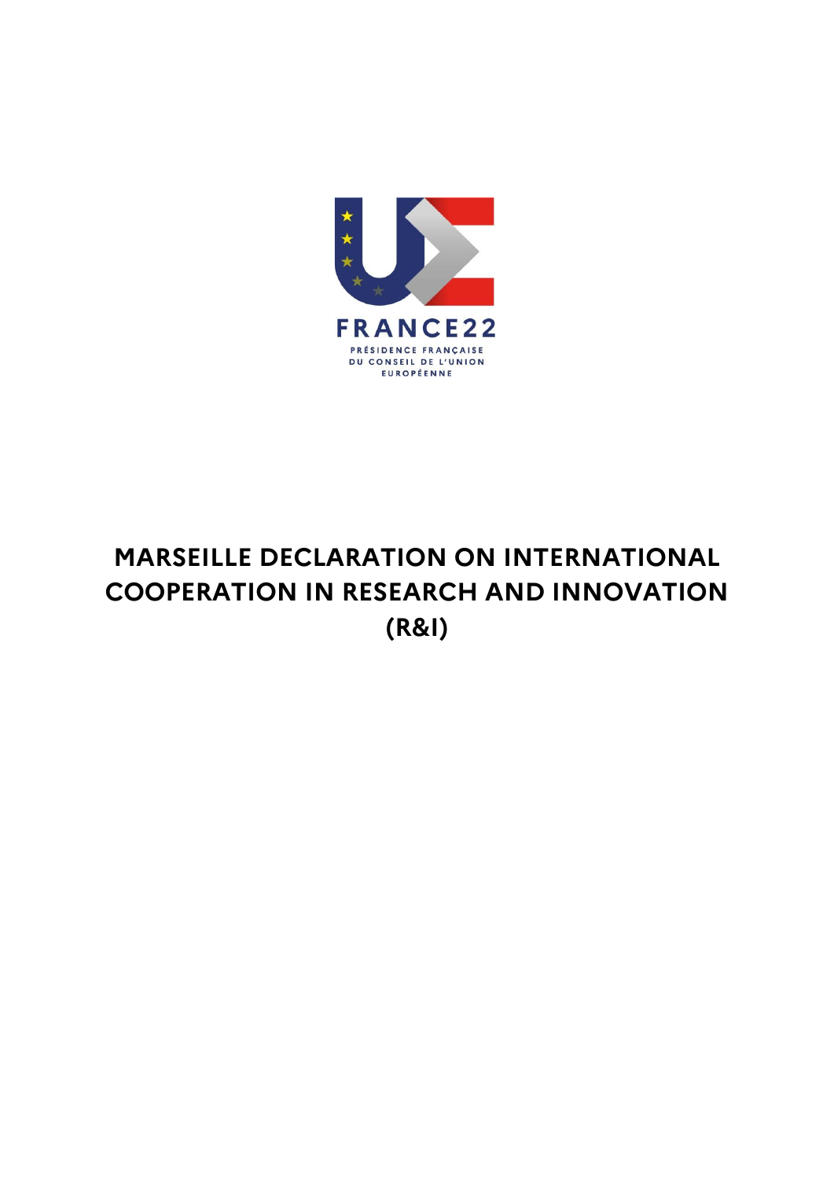FRANCE22

PRÉSIDENCE FRANÇAISE
DU CONSEIL DE L'UNION
EUROPÉENNE

# MARSEILLE DECLARATION ON INTERNATIONAL COOPERATION IN RESEARCH AND INNOVATION (R&I)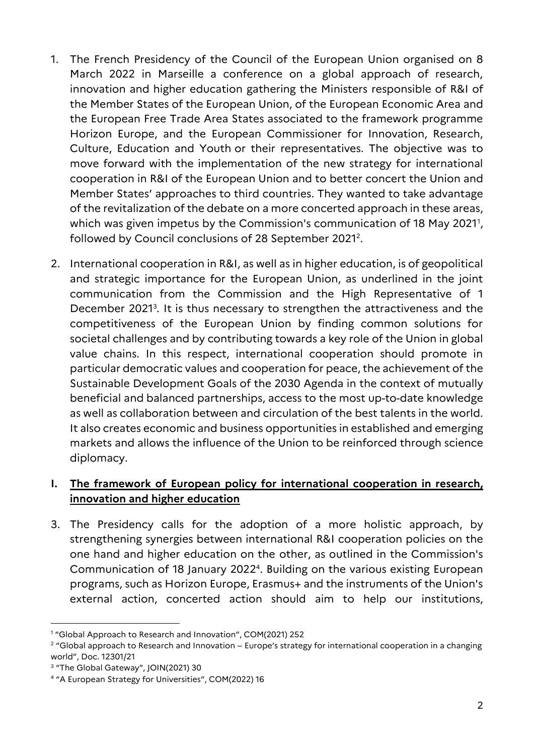1. The French Presidency of the Council of the European Union organised on 8 March 2022 in Marseille a conference on a global approach of research, innovation and higher education gathering the Ministers responsible of R&I of the Member States of the European Union, of the European Economic Area and the European Free Trade Area States associated to the framework programme Horizon Europe, and the European Commissioner for Innovation, Research, Culture, Education and Youth or their representatives. The objective was to move forward with the implementation of the new strategy for international cooperation in R&I of the European Union and to better concert the Union and Member States' approaches to third countries. They wanted to take advantage of the revitalization of the debate on a more concerted approach in these areas, which was given impetus by the Commission's communication of 18 May 2021[1], followed by Council conclusions of 28 September 2021[2].

2. International cooperation in R&I, as well as in higher education, is of geopolitical and strategic importance for the European Union, as underlined in the joint communication from the Commission and the High Representative of 1 December 2021[3]. It is thus necessary to strengthen the attractiveness and the competitiveness of the European Union by finding common solutions for societal challenges and by contributing towards a key role of the Union in global value chains. In this respect, international cooperation should promote in particular democratic values and cooperation for peace, the achievement of the Sustainable Development Goals of the 2030 Agenda in the context of mutually beneficial and balanced partnerships, access to the most up-to-date knowledge as well as collaboration between and circulation of the best talents in the world. It also creates economic and business opportunities in established and emerging markets and allows the influence of the Union to be reinforced through science diplomacy.

## I. <u>The framework of European policy for international cooperation in research, innovation and higher education</u>

3. The Presidency calls for the adoption of a more holistic approach, by strengthening synergies between international R&I cooperation policies on the one hand and higher education on the other, as outlined in the Commission's Communication of 18 January 2022[4]. Building on the various existing European programs, such as Horizon Europe, Erasmus+ and the instruments of the Union's external action, concerted action should aim to help our institutions,

---

[1] "Global Approach to Research and Innovation", COM(2021) 252

[2] "Global approach to Research and Innovation – Europe's strategy for international cooperation in a changing world", Doc. 12301/21

[3] "The Global Gateway", JOIN(2021) 30

[4] "A European Strategy for Universities", COM(2022) 16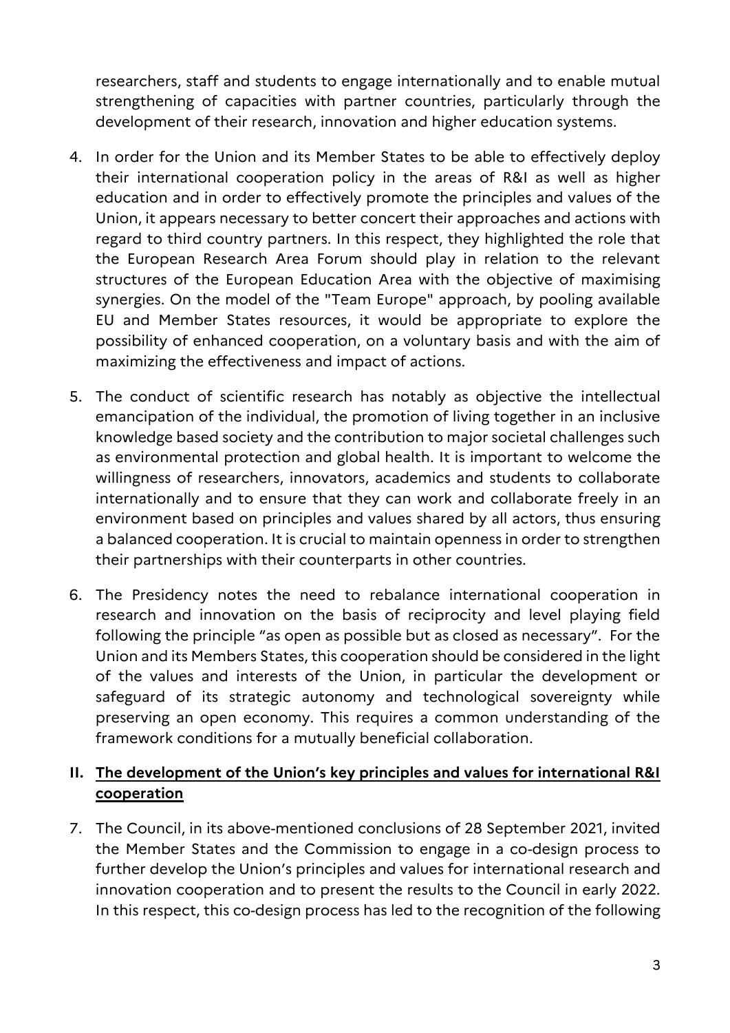researchers, staff and students to engage internationally and to enable mutual strengthening of capacities with partner countries, particularly through the development of their research, innovation and higher education systems.

4. In order for the Union and its Member States to be able to effectively deploy their international cooperation policy in the areas of R&I as well as higher education and in order to effectively promote the principles and values of the Union, it appears necessary to better concert their approaches and actions with regard to third country partners. In this respect, they highlighted the role that the European Research Area Forum should play in relation to the relevant structures of the European Education Area with the objective of maximising synergies. On the model of the "Team Europe" approach, by pooling available EU and Member States resources, it would be appropriate to explore the possibility of enhanced cooperation, on a voluntary basis and with the aim of maximizing the effectiveness and impact of actions.

5. The conduct of scientific research has notably as objective the intellectual emancipation of the individual, the promotion of living together in an inclusive knowledge based society and the contribution to major societal challenges such as environmental protection and global health. It is important to welcome the willingness of researchers, innovators, academics and students to collaborate internationally and to ensure that they can work and collaborate freely in an environment based on principles and values shared by all actors, thus ensuring a balanced cooperation. It is crucial to maintain openness in order to strengthen their partnerships with their counterparts in other countries.

6. The Presidency notes the need to rebalance international cooperation in research and innovation on the basis of reciprocity and level playing field following the principle "as open as possible but as closed as necessary". For the Union and its Members States, this cooperation should be considered in the light of the values and interests of the Union, in particular the development or safeguard of its strategic autonomy and technological sovereignty while preserving an open economy. This requires a common understanding of the framework conditions for a mutually beneficial collaboration.

## II. **The development of the Union's key principles and values for international R&I cooperation**

7. The Council, in its above-mentioned conclusions of 28 September 2021, invited the Member States and the Commission to engage in a co-design process to further develop the Union's principles and values for international research and innovation cooperation and to present the results to the Council in early 2022. In this respect, this co-design process has led to the recognition of the following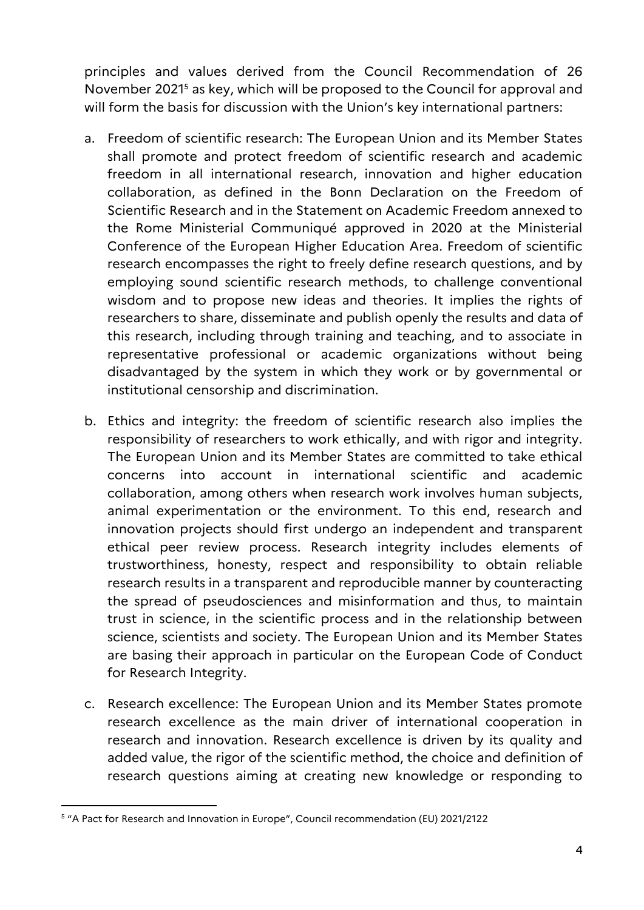principles and values derived from the Council Recommendation of 26 November 2021[5] as key, which will be proposed to the Council for approval and will form the basis for discussion with the Union's key international partners:

a. Freedom of scientific research: The European Union and its Member States shall promote and protect freedom of scientific research and academic freedom in all international research, innovation and higher education collaboration, as defined in the Bonn Declaration on the Freedom of Scientific Research and in the Statement on Academic Freedom annexed to the Rome Ministerial Communiqué approved in 2020 at the Ministerial Conference of the European Higher Education Area. Freedom of scientific research encompasses the right to freely define research questions, and by employing sound scientific research methods, to challenge conventional wisdom and to propose new ideas and theories. It implies the rights of researchers to share, disseminate and publish openly the results and data of this research, including through training and teaching, and to associate in representative professional or academic organizations without being disadvantaged by the system in which they work or by governmental or institutional censorship and discrimination.

b. Ethics and integrity: the freedom of scientific research also implies the responsibility of researchers to work ethically, and with rigor and integrity. The European Union and its Member States are committed to take ethical concerns into account in international scientific and academic collaboration, among others when research work involves human subjects, animal experimentation or the environment. To this end, research and innovation projects should first undergo an independent and transparent ethical peer review process. Research integrity includes elements of trustworthiness, honesty, respect and responsibility to obtain reliable research results in a transparent and reproducible manner by counteracting the spread of pseudosciences and misinformation and thus, to maintain trust in science, in the scientific process and in the relationship between science, scientists and society. The European Union and its Member States are basing their approach in particular on the European Code of Conduct for Research Integrity.

c. Research excellence: The European Union and its Member States promote research excellence as the main driver of international cooperation in research and innovation. Research excellence is driven by its quality and added value, the rigor of the scientific method, the choice and definition of research questions aiming at creating new knowledge or responding to

---

[5] "A Pact for Research and Innovation in Europe", Council recommendation (EU) 2021/2122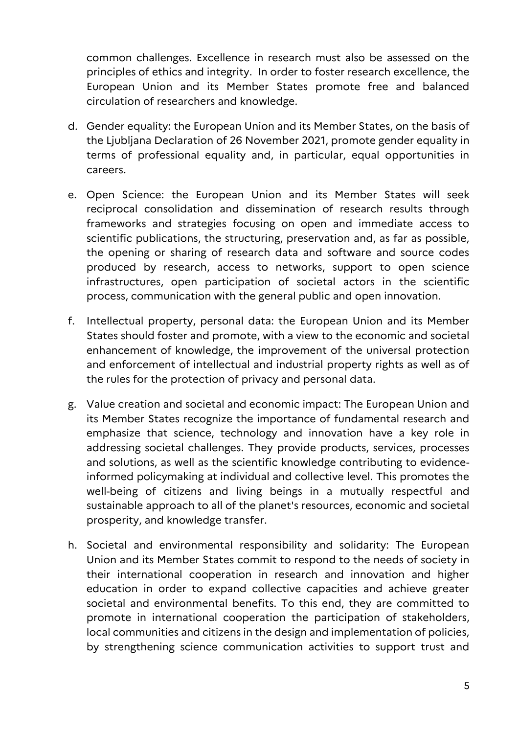common challenges. Excellence in research must also be assessed on the principles of ethics and integrity. In order to foster research excellence, the European Union and its Member States promote free and balanced circulation of researchers and knowledge.

d. Gender equality: the European Union and its Member States, on the basis of the Ljubljana Declaration of 26 November 2021, promote gender equality in terms of professional equality and, in particular, equal opportunities in careers.

e. Open Science: the European Union and its Member States will seek reciprocal consolidation and dissemination of research results through frameworks and strategies focusing on open and immediate access to scientific publications, the structuring, preservation and, as far as possible, the opening or sharing of research data and software and source codes produced by research, access to networks, support to open science infrastructures, open participation of societal actors in the scientific process, communication with the general public and open innovation.

f. Intellectual property, personal data: the European Union and its Member States should foster and promote, with a view to the economic and societal enhancement of knowledge, the improvement of the universal protection and enforcement of intellectual and industrial property rights as well as of the rules for the protection of privacy and personal data.

g. Value creation and societal and economic impact: The European Union and its Member States recognize the importance of fundamental research and emphasize that science, technology and innovation have a key role in addressing societal challenges. They provide products, services, processes and solutions, as well as the scientific knowledge contributing to evidence-informed policymaking at individual and collective level. This promotes the well-being of citizens and living beings in a mutually respectful and sustainable approach to all of the planet's resources, economic and societal prosperity, and knowledge transfer.

h. Societal and environmental responsibility and solidarity: The European Union and its Member States commit to respond to the needs of society in their international cooperation in research and innovation and higher education in order to expand collective capacities and achieve greater societal and environmental benefits. To this end, they are committed to promote in international cooperation the participation of stakeholders, local communities and citizens in the design and implementation of policies, by strengthening science communication activities to support trust and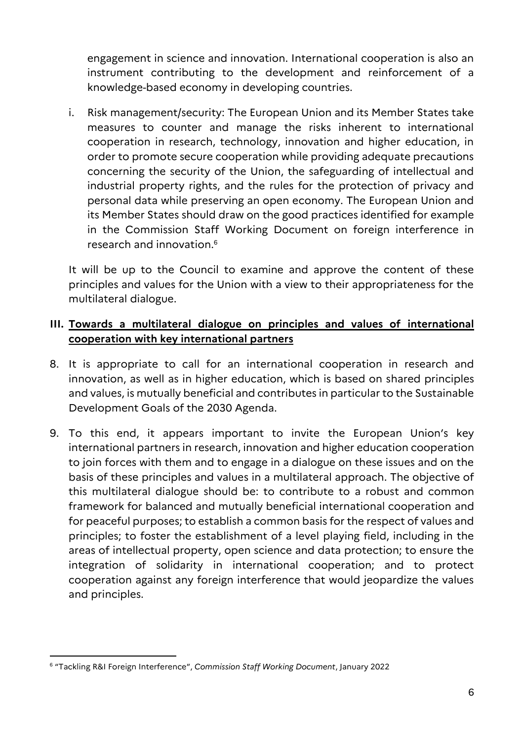engagement in science and innovation. International cooperation is also an instrument contributing to the development and reinforcement of a knowledge-based economy in developing countries.

i. Risk management/security: The European Union and its Member States take measures to counter and manage the risks inherent to international cooperation in research, technology, innovation and higher education, in order to promote secure cooperation while providing adequate precautions concerning the security of the Union, the safeguarding of intellectual and industrial property rights, and the rules for the protection of privacy and personal data while preserving an open economy. The European Union and its Member States should draw on the good practices identified for example in the Commission Staff Working Document on foreign interference in research and innovation.[6]

It will be up to the Council to examine and approve the content of these principles and values for the Union with a view to their appropriateness for the multilateral dialogue.

## III. Towards a multilateral dialogue on principles and values of international cooperation with key international partners

8. It is appropriate to call for an international cooperation in research and innovation, as well as in higher education, which is based on shared principles and values, is mutually beneficial and contributes in particular to the Sustainable Development Goals of the 2030 Agenda.

9. To this end, it appears important to invite the European Union's key international partners in research, innovation and higher education cooperation to join forces with them and to engage in a dialogue on these issues and on the basis of these principles and values in a multilateral approach. The objective of this multilateral dialogue should be: to contribute to a robust and common framework for balanced and mutually beneficial international cooperation and for peaceful purposes; to establish a common basis for the respect of values and principles; to foster the establishment of a level playing field, including in the areas of intellectual property, open science and data protection; to ensure the integration of solidarity in international cooperation; and to protect cooperation against any foreign interference that would jeopardize the values and principles.

[6] "Tackling R&I Foreign Interference", *Commission Staff Working Document*, January 2022